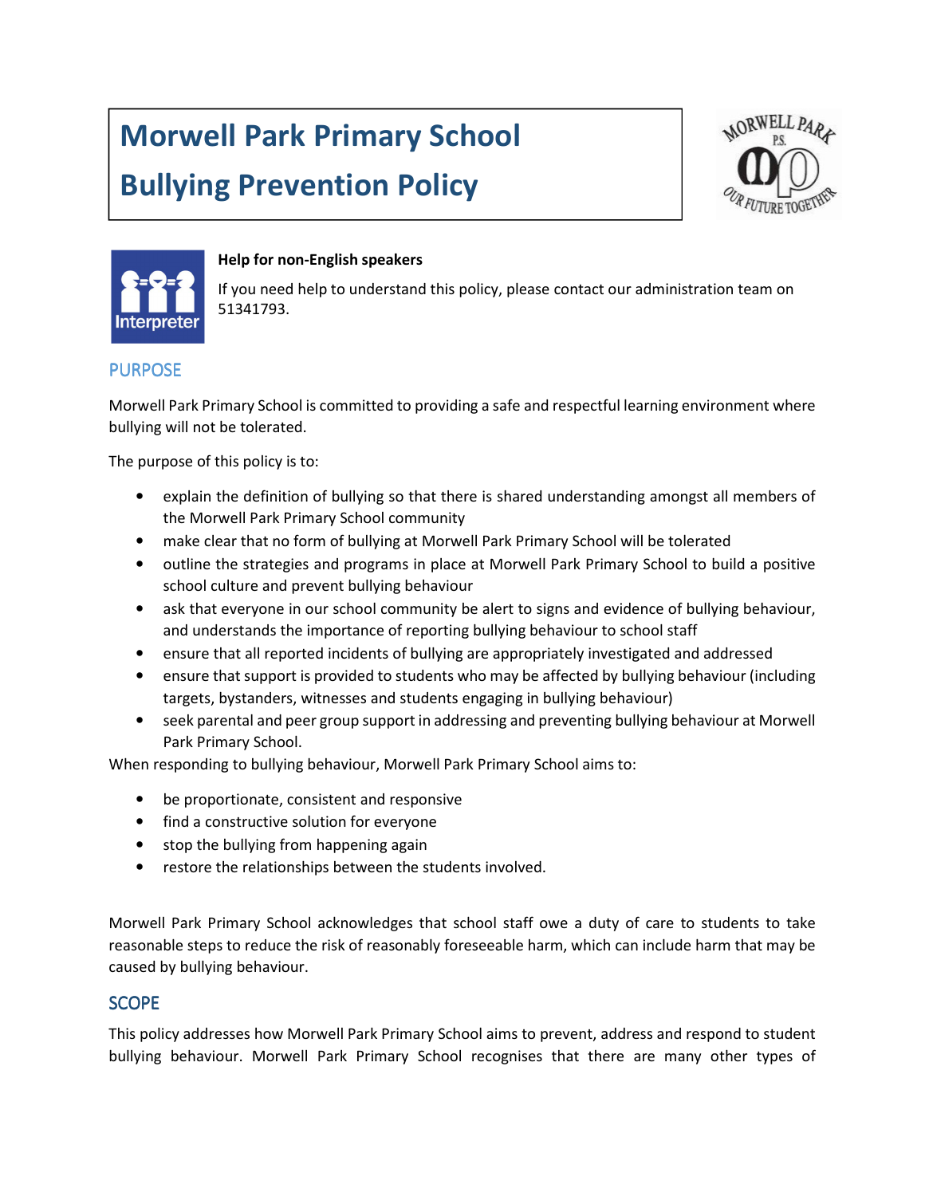# Morwell Park Primary School

# Bullying Prevention Policy

**Help for non-English speakers**

If you need help to understand this policy, please contact our administration team on 51341793.

## PURPOSE

Morwell Park Primary School is committed to providing a safe and respectful learning environment where bullying will not be tolerated.

The purpose of this policy is to:

- explain the definition of bullying so that there is shared understanding amongst all members of the Morwell Park Primary School community
- make clear that no form of bullying at Morwell Park Primary School will be tolerated
- outline the strategies and programs in place at Morwell Park Primary School to build a positive school culture and prevent bullying behaviour
- ask that everyone in our school community be alert to signs and evidence of bullying behaviour, and understands the importance of reporting bullying behaviour to school staff
- ensure that all reported incidents of bullying are appropriately investigated and addressed
- ensure that support is provided to students who may be affected by bullying behaviour (including targets, bystanders, witnesses and students engaging in bullying behaviour)
- seek parental and peer group support in addressing and preventing bullying behaviour at Morwell Park Primary School.

When responding to bullying behaviour, Morwell Park Primary School aims to:

- be proportionate, consistent and responsive
- find a constructive solution for everyone
- stop the bullying from happening again
- restore the relationships between the students involved.

Morwell Park Primary School acknowledges that school staff owe a duty of care to students to take reasonable steps to reduce the risk of reasonably foreseeable harm, which can include harm that may be caused by bullying behaviour.

## SCOPE

This policy addresses how Morwell Park Primary School aims to prevent, address and respond to student bullying behaviour. Morwell Park Primary School recognises that there are many other types of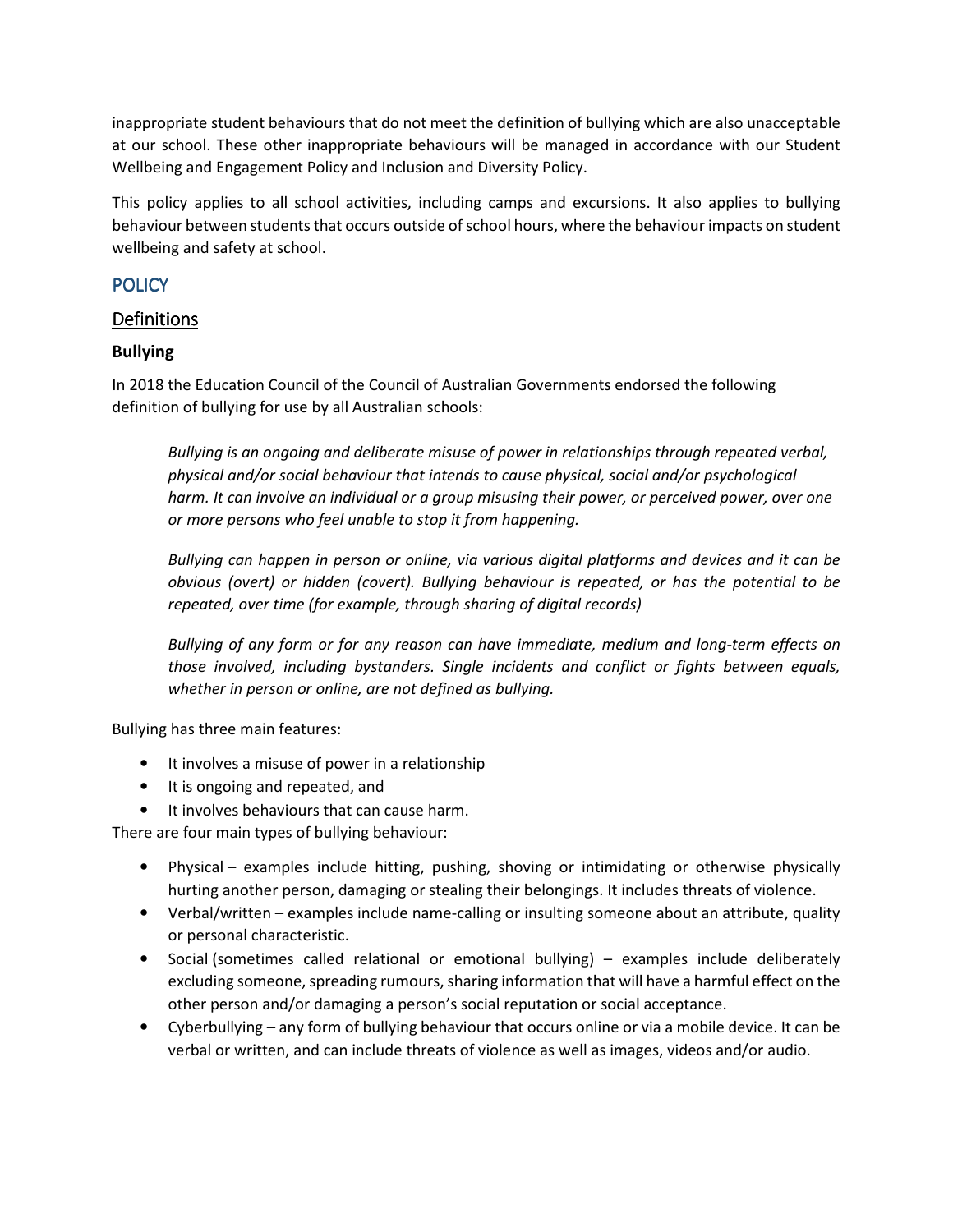inappropriate student behaviours that do not meet the definition of bullying which are also unacceptable at our school. These other inappropriate behaviours will be managed in accordance with our Student Wellbeing and Engagement Policy and Inclusion and Diversity Policy.

This policy applies to all school activities, including camps and excursions. It also applies to bullying behaviour between students that occurs outside of school hours, where the behaviour impacts on student wellbeing and safety at school.

## POLICY

### Definitions

**Bullying**

In 2018 the Education Council of the Council of Australian Governments endorsed the following definition of bullying for use by all Australian schools:

> *Bullying is an ongoing and deliberate misuse of power in relationships through repeated verbal, physical and/or social behaviour that intends to cause physical, social and/or psychological harm. It can involve an individual or a group misusing their power, or perceived power, over one or more persons who feel unable to stop it from happening.*
>
> *Bullying can happen in person or online, via various digital platforms and devices and it can be obvious (overt) or hidden (covert). Bullying behaviour is repeated, or has the potential to be repeated, over time (for example, through sharing of digital records)*
>
> *Bullying of any form or for any reason can have immediate, medium and long-term effects on those involved, including bystanders. Single incidents and conflict or fights between equals, whether in person or online, are not defined as bullying.*

Bullying has three main features:

- It involves a misuse of power in a relationship
- It is ongoing and repeated, and
- It involves behaviours that can cause harm.

There are four main types of bullying behaviour:

- Physical – examples include hitting, pushing, shoving or intimidating or otherwise physically hurting another person, damaging or stealing their belongings. It includes threats of violence.
- Verbal/written – examples include name-calling or insulting someone about an attribute, quality or personal characteristic.
- Social (sometimes called relational or emotional bullying) – examples include deliberately excluding someone, spreading rumours, sharing information that will have a harmful effect on the other person and/or damaging a person's social reputation or social acceptance.
- Cyberbullying – any form of bullying behaviour that occurs online or via a mobile device. It can be verbal or written, and can include threats of violence as well as images, videos and/or audio.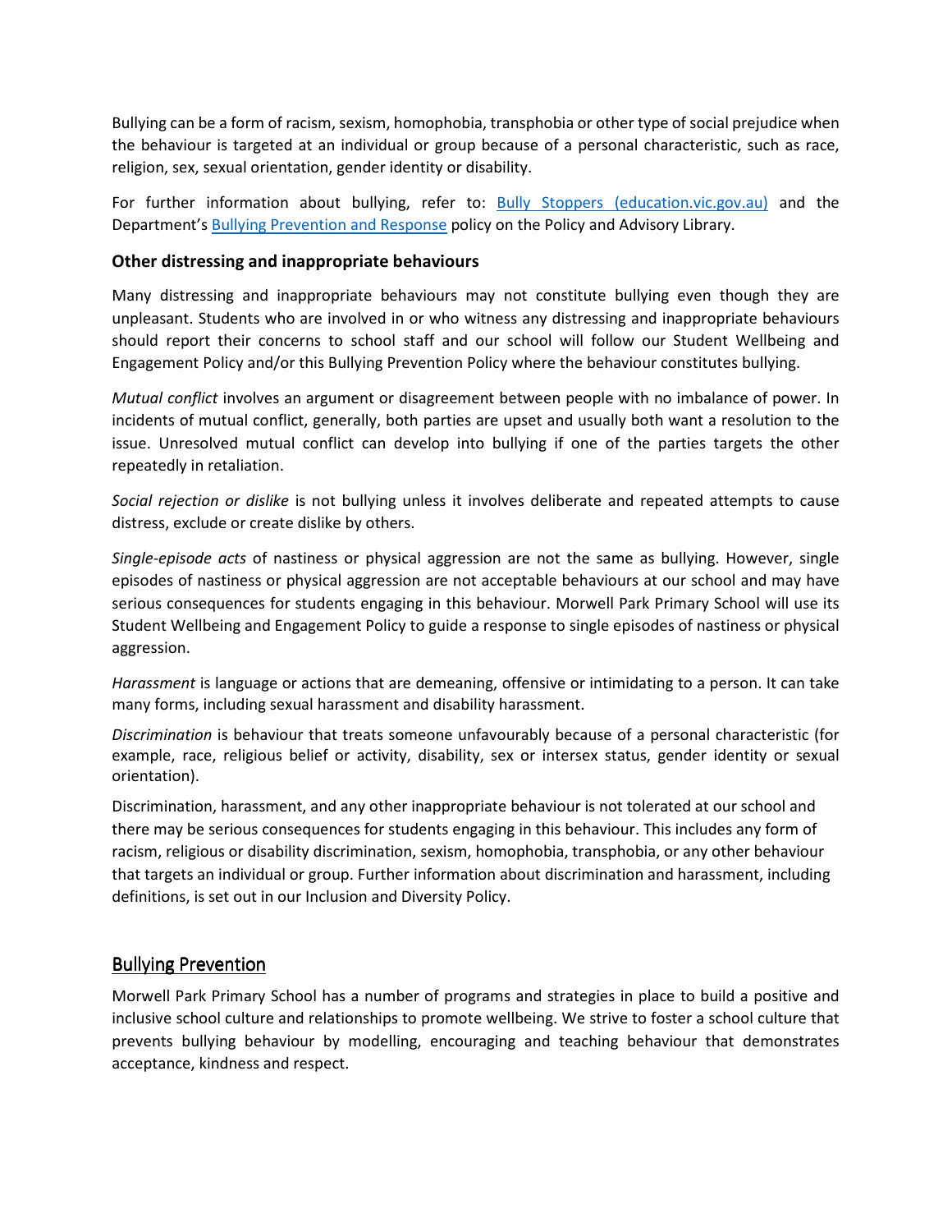Bullying can be a form of racism, sexism, homophobia, transphobia or other type of social prejudice when the behaviour is targeted at an individual or group because of a personal characteristic, such as race, religion, sex, sexual orientation, gender identity or disability.

For further information about bullying, refer to: [Bully Stoppers (education.vic.gov.au)]() and the Department's [Bullying Prevention and Response]() policy on the Policy and Advisory Library.

### Other distressing and inappropriate behaviours

Many distressing and inappropriate behaviours may not constitute bullying even though they are unpleasant. Students who are involved in or who witness any distressing and inappropriate behaviours should report their concerns to school staff and our school will follow our Student Wellbeing and Engagement Policy and/or this Bullying Prevention Policy where the behaviour constitutes bullying.

*Mutual conflict* involves an argument or disagreement between people with no imbalance of power. In incidents of mutual conflict, generally, both parties are upset and usually both want a resolution to the issue. Unresolved mutual conflict can develop into bullying if one of the parties targets the other repeatedly in retaliation.

*Social rejection or dislike* is not bullying unless it involves deliberate and repeated attempts to cause distress, exclude or create dislike by others.

*Single-episode acts* of nastiness or physical aggression are not the same as bullying. However, single episodes of nastiness or physical aggression are not acceptable behaviours at our school and may have serious consequences for students engaging in this behaviour. Morwell Park Primary School will use its Student Wellbeing and Engagement Policy to guide a response to single episodes of nastiness or physical aggression.

*Harassment* is language or actions that are demeaning, offensive or intimidating to a person. It can take many forms, including sexual harassment and disability harassment.

*Discrimination* is behaviour that treats someone unfavourably because of a personal characteristic (for example, race, religious belief or activity, disability, sex or intersex status, gender identity or sexual orientation).

Discrimination, harassment, and any other inappropriate behaviour is not tolerated at our school and there may be serious consequences for students engaging in this behaviour. This includes any form of racism, religious or disability discrimination, sexism, homophobia, transphobia, or any other behaviour that targets an individual or group. Further information about discrimination and harassment, including definitions, is set out in our Inclusion and Diversity Policy.

## Bullying Prevention

Morwell Park Primary School has a number of programs and strategies in place to build a positive and inclusive school culture and relationships to promote wellbeing. We strive to foster a school culture that prevents bullying behaviour by modelling, encouraging and teaching behaviour that demonstrates acceptance, kindness and respect.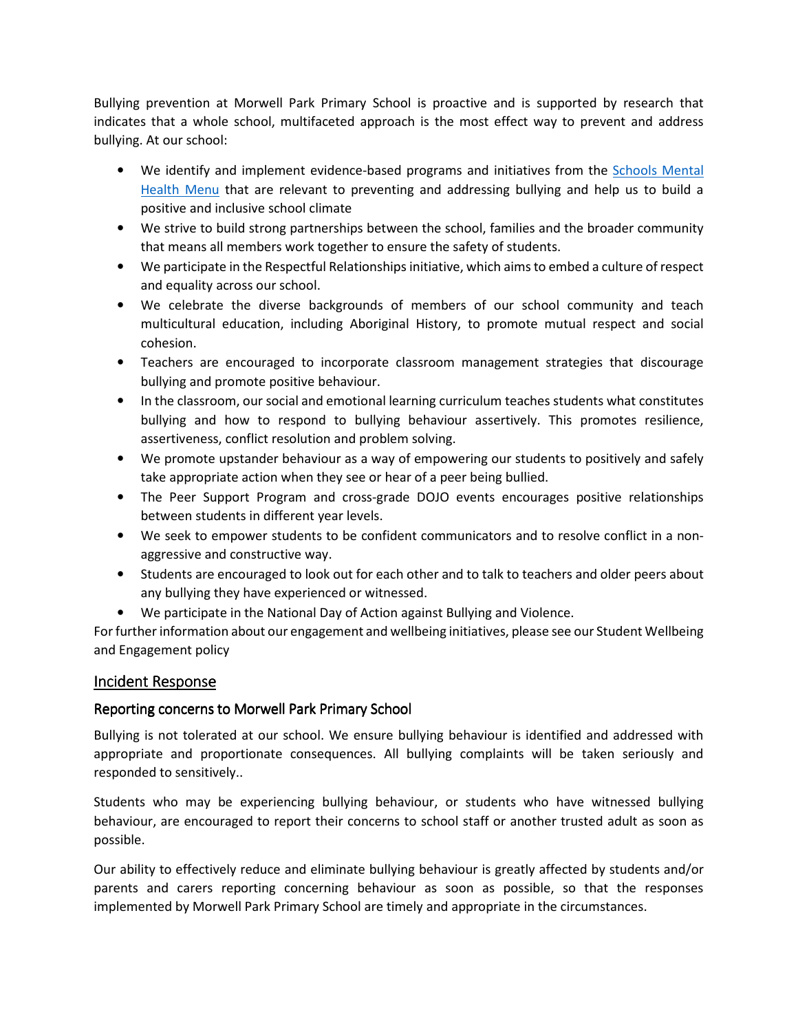Bullying prevention at Morwell Park Primary School is proactive and is supported by research that indicates that a whole school, multifaceted approach is the most effect way to prevent and address bullying. At our school:

- We identify and implement evidence-based programs and initiatives from the [Schools Mental Health Menu] that are relevant to preventing and addressing bullying and help us to build a positive and inclusive school climate
- We strive to build strong partnerships between the school, families and the broader community that means all members work together to ensure the safety of students.
- We participate in the Respectful Relationships initiative, which aims to embed a culture of respect and equality across our school.
- We celebrate the diverse backgrounds of members of our school community and teach multicultural education, including Aboriginal History, to promote mutual respect and social cohesion.
- Teachers are encouraged to incorporate classroom management strategies that discourage bullying and promote positive behaviour.
- In the classroom, our social and emotional learning curriculum teaches students what constitutes bullying and how to respond to bullying behaviour assertively. This promotes resilience, assertiveness, conflict resolution and problem solving.
- We promote upstander behaviour as a way of empowering our students to positively and safely take appropriate action when they see or hear of a peer being bullied.
- The Peer Support Program and cross-grade DOJO events encourages positive relationships between students in different year levels.
- We seek to empower students to be confident communicators and to resolve conflict in a non-aggressive and constructive way.
- Students are encouraged to look out for each other and to talk to teachers and older peers about any bullying they have experienced or witnessed.
- We participate in the National Day of Action against Bullying and Violence.

For further information about our engagement and wellbeing initiatives, please see our Student Wellbeing and Engagement policy

## Incident Response

### Reporting concerns to Morwell Park Primary School

Bullying is not tolerated at our school. We ensure bullying behaviour is identified and addressed with appropriate and proportionate consequences. All bullying complaints will be taken seriously and responded to sensitively..

Students who may be experiencing bullying behaviour, or students who have witnessed bullying behaviour, are encouraged to report their concerns to school staff or another trusted adult as soon as possible.

Our ability to effectively reduce and eliminate bullying behaviour is greatly affected by students and/or parents and carers reporting concerning behaviour as soon as possible, so that the responses implemented by Morwell Park Primary School are timely and appropriate in the circumstances.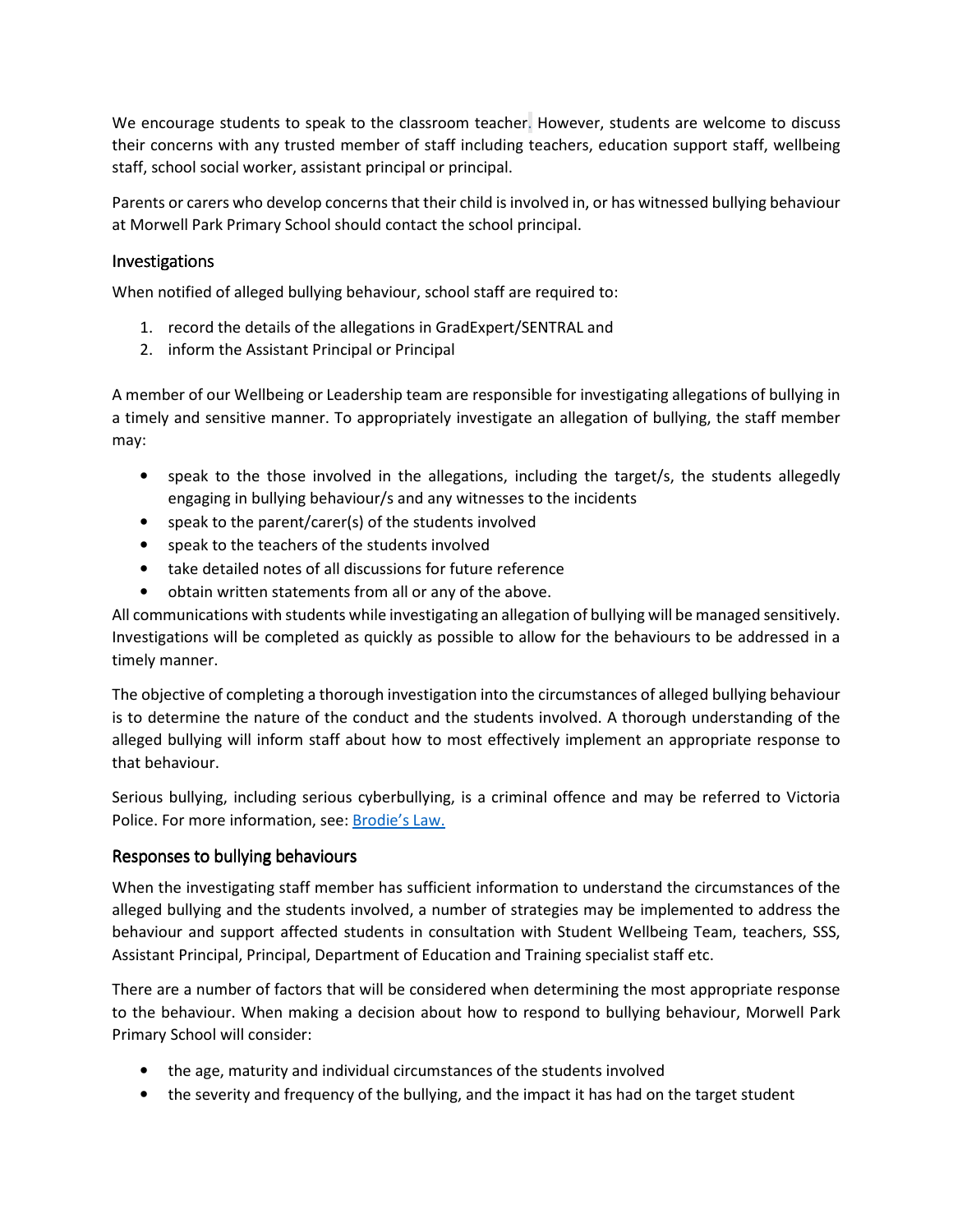We encourage students to speak to the classroom teacher. However, students are welcome to discuss their concerns with any trusted member of staff including teachers, education support staff, wellbeing staff, school social worker, assistant principal or principal.

Parents or carers who develop concerns that their child is involved in, or has witnessed bullying behaviour at Morwell Park Primary School should contact the school principal.

### Investigations

When notified of alleged bullying behaviour, school staff are required to:

1. record the details of the allegations in GradExpert/SENTRAL and
2. inform the Assistant Principal or Principal

A member of our Wellbeing or Leadership team are responsible for investigating allegations of bullying in a timely and sensitive manner. To appropriately investigate an allegation of bullying, the staff member may:

- speak to the those involved in the allegations, including the target/s, the students allegedly engaging in bullying behaviour/s and any witnesses to the incidents
- speak to the parent/carer(s) of the students involved
- speak to the teachers of the students involved
- take detailed notes of all discussions for future reference
- obtain written statements from all or any of the above.

All communications with students while investigating an allegation of bullying will be managed sensitively. Investigations will be completed as quickly as possible to allow for the behaviours to be addressed in a timely manner.

The objective of completing a thorough investigation into the circumstances of alleged bullying behaviour is to determine the nature of the conduct and the students involved. A thorough understanding of the alleged bullying will inform staff about how to most effectively implement an appropriate response to that behaviour.

Serious bullying, including serious cyberbullying, is a criminal offence and may be referred to Victoria Police. For more information, see: [Brodie's Law.]()

### Responses to bullying behaviours

When the investigating staff member has sufficient information to understand the circumstances of the alleged bullying and the students involved, a number of strategies may be implemented to address the behaviour and support affected students in consultation with Student Wellbeing Team, teachers, SSS, Assistant Principal, Principal, Department of Education and Training specialist staff etc.

There are a number of factors that will be considered when determining the most appropriate response to the behaviour. When making a decision about how to respond to bullying behaviour, Morwell Park Primary School will consider:

- the age, maturity and individual circumstances of the students involved
- the severity and frequency of the bullying, and the impact it has had on the target student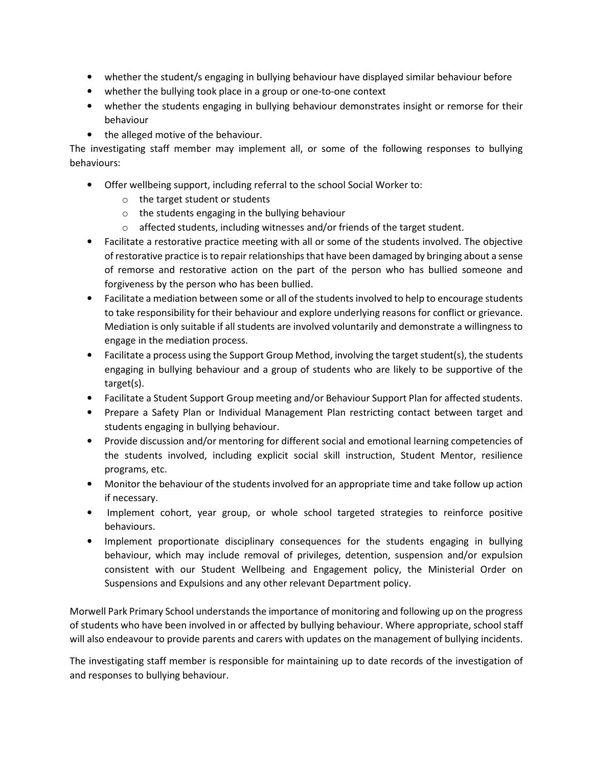- whether the student/s engaging in bullying behaviour have displayed similar behaviour before
- whether the bullying took place in a group or one-to-one context
- whether the students engaging in bullying behaviour demonstrates insight or remorse for their behaviour
- the alleged motive of the behaviour.

The investigating staff member may implement all, or some of the following responses to bullying behaviours:

- Offer wellbeing support, including referral to the school Social Worker to:
  - the target student or students
  - the students engaging in the bullying behaviour
  - affected students, including witnesses and/or friends of the target student.
- Facilitate a restorative practice meeting with all or some of the students involved. The objective of restorative practice is to repair relationships that have been damaged by bringing about a sense of remorse and restorative action on the part of the person who has bullied someone and forgiveness by the person who has been bullied.
- Facilitate a mediation between some or all of the students involved to help to encourage students to take responsibility for their behaviour and explore underlying reasons for conflict or grievance. Mediation is only suitable if all students are involved voluntarily and demonstrate a willingness to engage in the mediation process.
- Facilitate a process using the Support Group Method, involving the target student(s), the students engaging in bullying behaviour and a group of students who are likely to be supportive of the target(s).
- Facilitate a Student Support Group meeting and/or Behaviour Support Plan for affected students.
- Prepare a Safety Plan or Individual Management Plan restricting contact between target and students engaging in bullying behaviour.
- Provide discussion and/or mentoring for different social and emotional learning competencies of the students involved, including explicit social skill instruction, Student Mentor, resilience programs, etc.
- Monitor the behaviour of the students involved for an appropriate time and take follow up action if necessary.
- Implement cohort, year group, or whole school targeted strategies to reinforce positive behaviours.
- Implement proportionate disciplinary consequences for the students engaging in bullying behaviour, which may include removal of privileges, detention, suspension and/or expulsion consistent with our Student Wellbeing and Engagement policy, the Ministerial Order on Suspensions and Expulsions and any other relevant Department policy.

Morwell Park Primary School understands the importance of monitoring and following up on the progress of students who have been involved in or affected by bullying behaviour. Where appropriate, school staff will also endeavour to provide parents and carers with updates on the management of bullying incidents.

The investigating staff member is responsible for maintaining up to date records of the investigation of and responses to bullying behaviour.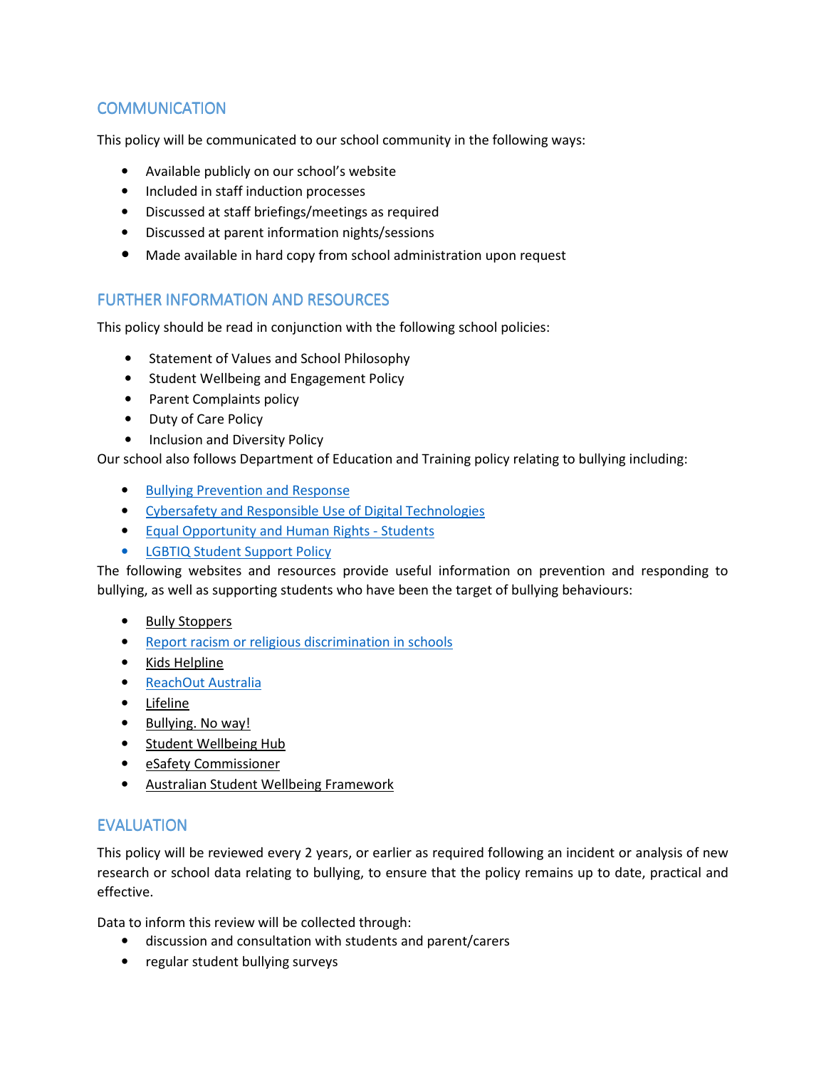## COMMUNICATION

This policy will be communicated to our school community in the following ways:

- Available publicly on our school's website
- Included in staff induction processes
- Discussed at staff briefings/meetings as required
- Discussed at parent information nights/sessions
- Made available in hard copy from school administration upon request

## FURTHER INFORMATION AND RESOURCES

This policy should be read in conjunction with the following school policies:

- Statement of Values and School Philosophy
- Student Wellbeing and Engagement Policy
- Parent Complaints policy
- Duty of Care Policy
- Inclusion and Diversity Policy

Our school also follows Department of Education and Training policy relating to bullying including:

- Bullying Prevention and Response
- Cybersafety and Responsible Use of Digital Technologies
- Equal Opportunity and Human Rights - Students
- LGBTIQ Student Support Policy

The following websites and resources provide useful information on prevention and responding to bullying, as well as supporting students who have been the target of bullying behaviours:

- Bully Stoppers
- Report racism or religious discrimination in schools
- Kids Helpline
- ReachOut Australia
- Lifeline
- Bullying. No way!
- Student Wellbeing Hub
- eSafety Commissioner
- Australian Student Wellbeing Framework

## EVALUATION

This policy will be reviewed every 2 years, or earlier as required following an incident or analysis of new research or school data relating to bullying, to ensure that the policy remains up to date, practical and effective.

Data to inform this review will be collected through:

- discussion and consultation with students and parent/carers
- regular student bullying surveys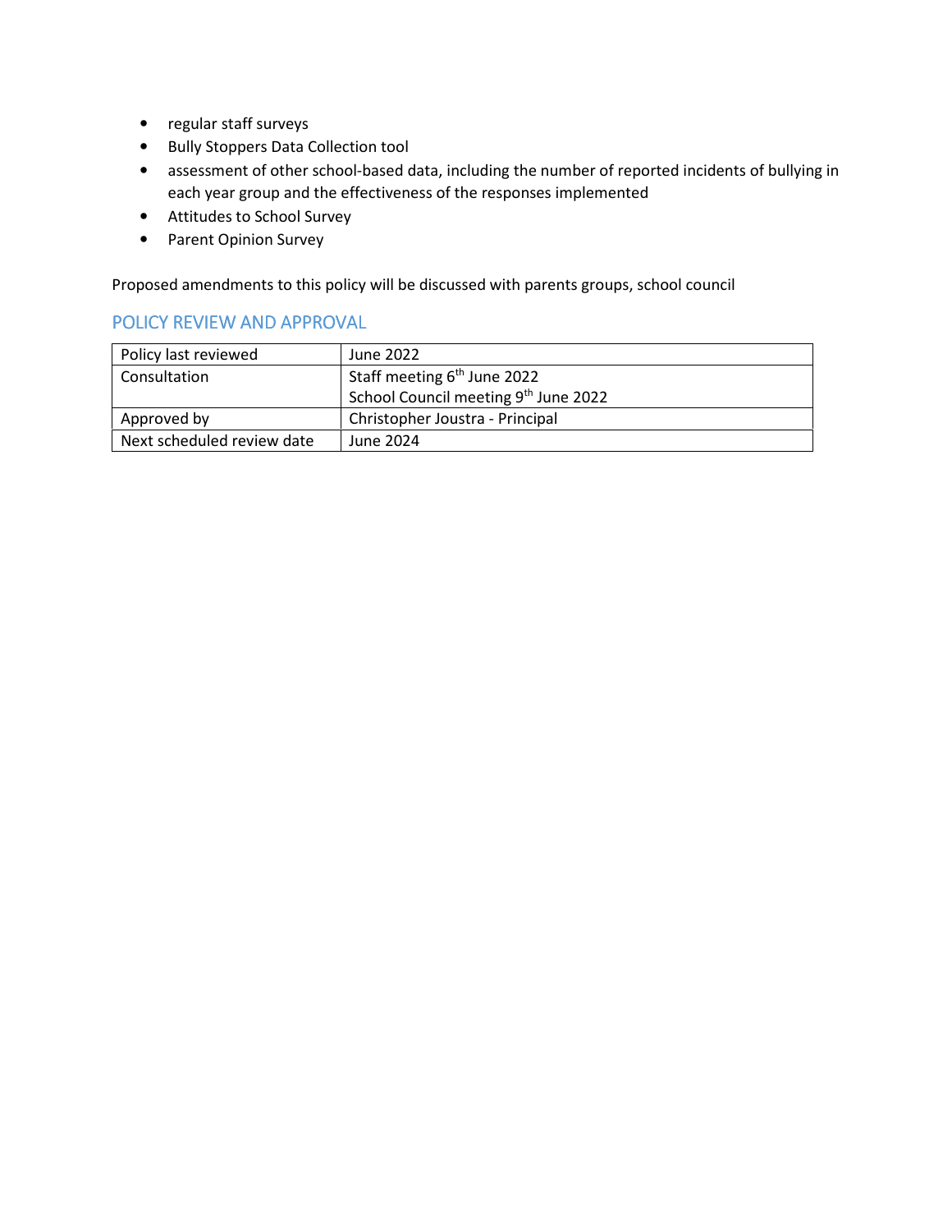- regular staff surveys
- Bully Stoppers Data Collection tool
- assessment of other school-based data, including the number of reported incidents of bullying in each year group and the effectiveness of the responses implemented
- Attitudes to School Survey
- Parent Opinion Survey

Proposed amendments to this policy will be discussed with parents groups, school council

## POLICY REVIEW AND APPROVAL

| | |
|---|---|
| Policy last reviewed | June 2022 |
| Consultation | Staff meeting 6th June 2022<br>School Council meeting 9th June 2022 |
| Approved by | Christopher Joustra - Principal |
| Next scheduled review date | June 2024 |